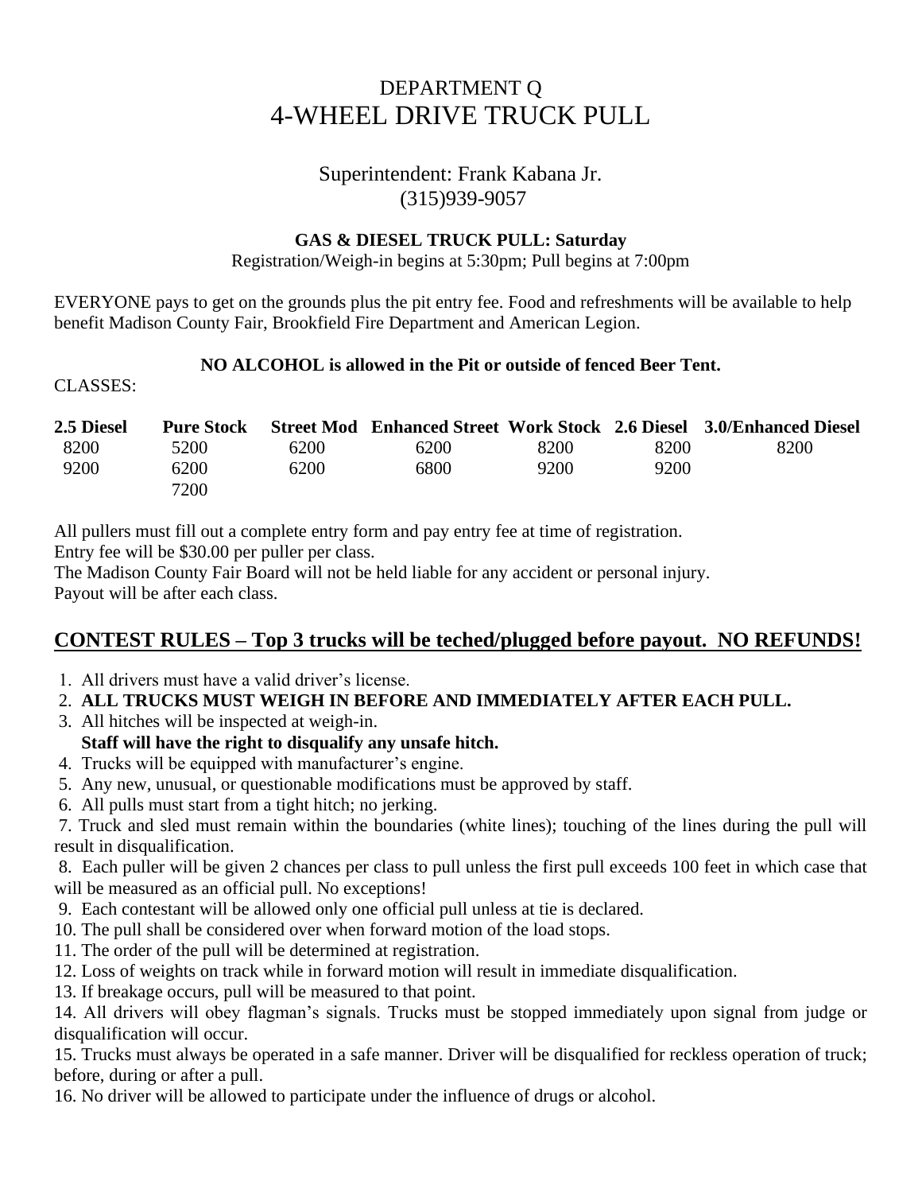# DEPARTMENT Q
# 4-WHEEL DRIVE TRUCK PULL

## Superintendent: Frank Kabana Jr.
## (315)939-9057

**GAS & DIESEL TRUCK PULL: Saturday**

Registration/Weigh-in begins at 5:30pm; Pull begins at 7:00pm

EVERYONE pays to get on the grounds plus the pit entry fee. Food and refreshments will be available to help benefit Madison County Fair, Brookfield Fire Department and American Legion.

**NO ALCOHOL is allowed in the Pit or outside of fenced Beer Tent.**

CLASSES:

| 2.5 Diesel | Pure Stock | Street Mod | Enhanced Street | Work Stock | 2.6 Diesel | 3.0/Enhanced Diesel |
|---|---|---|---|---|---|---|
| 8200 | 5200 | 6200 | 6200 | 8200 | 8200 | 8200 |
| 9200 | 6200 | 6200 | 6800 | 9200 | 9200 | |
| | 7200 | | | | | |

All pullers must fill out a complete entry form and pay entry fee at time of registration.
Entry fee will be $30.00 per puller per class.
The Madison County Fair Board will not be held liable for any accident or personal injury.
Payout will be after each class.

## CONTEST RULES – Top 3 trucks will be teched/plugged before payout. NO REFUNDS!

1. All drivers must have a valid driver's license.
2. **ALL TRUCKS MUST WEIGH IN BEFORE AND IMMEDIATELY AFTER EACH PULL.**
3. All hitches will be inspected at weigh-in.
   **Staff will have the right to disqualify any unsafe hitch.**
4. Trucks will be equipped with manufacturer's engine.
5. Any new, unusual, or questionable modifications must be approved by staff.
6. All pulls must start from a tight hitch; no jerking.
7. Truck and sled must remain within the boundaries (white lines); touching of the lines during the pull will result in disqualification.
8. Each puller will be given 2 chances per class to pull unless the first pull exceeds 100 feet in which case that will be measured as an official pull. No exceptions!
9. Each contestant will be allowed only one official pull unless at tie is declared.
10. The pull shall be considered over when forward motion of the load stops.
11. The order of the pull will be determined at registration.
12. Loss of weights on track while in forward motion will result in immediate disqualification.
13. If breakage occurs, pull will be measured to that point.
14. All drivers will obey flagman's signals. Trucks must be stopped immediately upon signal from judge or disqualification will occur.
15. Trucks must always be operated in a safe manner. Driver will be disqualified for reckless operation of truck; before, during or after a pull.
16. No driver will be allowed to participate under the influence of drugs or alcohol.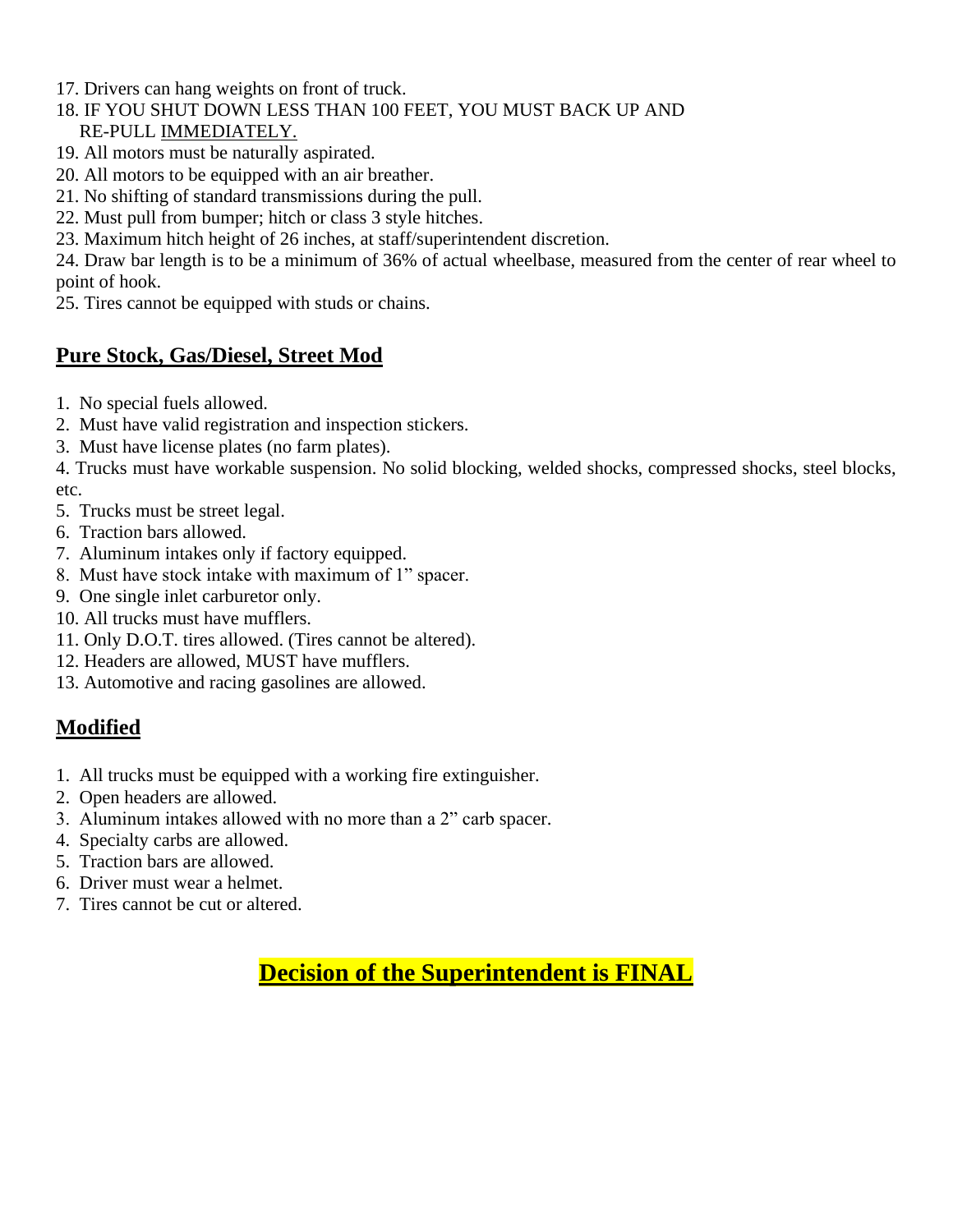17. Drivers can hang weights on front of truck.
18. IF YOU SHUT DOWN LESS THAN 100 FEET, YOU MUST BACK UP AND RE-PULL IMMEDIATELY.
19. All motors must be naturally aspirated.
20. All motors to be equipped with an air breather.
21. No shifting of standard transmissions during the pull.
22. Must pull from bumper; hitch or class 3 style hitches.
23. Maximum hitch height of 26 inches, at staff/superintendent discretion.
24. Draw bar length is to be a minimum of 36% of actual wheelbase, measured from the center of rear wheel to point of hook.
25. Tires cannot be equipped with studs or chains.

## Pure Stock, Gas/Diesel, Street Mod

1. No special fuels allowed.
2. Must have valid registration and inspection stickers.
3. Must have license plates (no farm plates).
4. Trucks must have workable suspension. No solid blocking, welded shocks, compressed shocks, steel blocks, etc.
5. Trucks must be street legal.
6. Traction bars allowed.
7. Aluminum intakes only if factory equipped.
8. Must have stock intake with maximum of 1" spacer.
9. One single inlet carburetor only.
10. All trucks must have mufflers.
11. Only D.O.T. tires allowed. (Tires cannot be altered).
12. Headers are allowed, MUST have mufflers.
13. Automotive and racing gasolines are allowed.

## Modified

1. All trucks must be equipped with a working fire extinguisher.
2. Open headers are allowed.
3. Aluminum intakes allowed with no more than a 2" carb spacer.
4. Specialty carbs are allowed.
5. Traction bars are allowed.
6. Driver must wear a helmet.
7. Tires cannot be cut or altered.

**Decision of the Superintendent is FINAL**